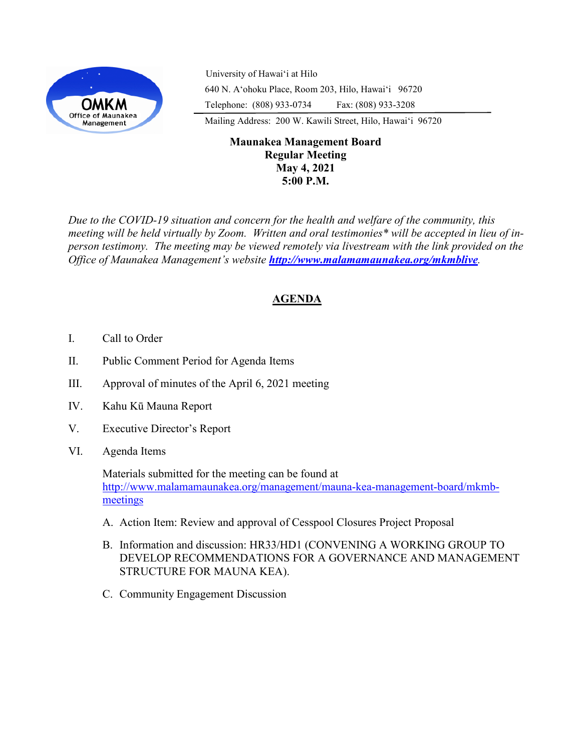OMKM
Office of Maunakea Management

University of Hawaiʻi at Hilo
640 N. Aʻohoku Place, Room 203, Hilo, Hawaiʻi 96720
Telephone: (808) 933-0734 Fax: (808) 933-3208
Mailing Address: 200 W. Kawili Street, Hilo, Hawaiʻi 96720

**Maunakea Management Board**
**Regular Meeting**
**May 4, 2021**
**5:00 P.M.**

*Due to the COVID-19 situation and concern for the health and welfare of the community, this meeting will be held virtually by Zoom. Written and oral testimonies* will be accepted in lieu of in-person testimony. The meeting may be viewed remotely via livestream with the link provided on the Office of Maunakea Management's website* ***[http://www.malamamaunakea.org/mkmblive](http://www.malamamaunakea.org/mkmblive)***.

## AGENDA

I. Call to Order

II. Public Comment Period for Agenda Items

III. Approval of minutes of the April 6, 2021 meeting

IV. Kahu Kū Mauna Report

V. Executive Director's Report

VI. Agenda Items

Materials submitted for the meeting can be found at [http://www.malamamaunakea.org/management/mauna-kea-management-board/mkmb-meetings](http://www.malamamaunakea.org/management/mauna-kea-management-board/mkmb-meetings)

A. Action Item: Review and approval of Cesspool Closures Project Proposal

B. Information and discussion: HR33/HD1 (CONVENING A WORKING GROUP TO DEVELOP RECOMMENDATIONS FOR A GOVERNANCE AND MANAGEMENT STRUCTURE FOR MAUNA KEA).

C. Community Engagement Discussion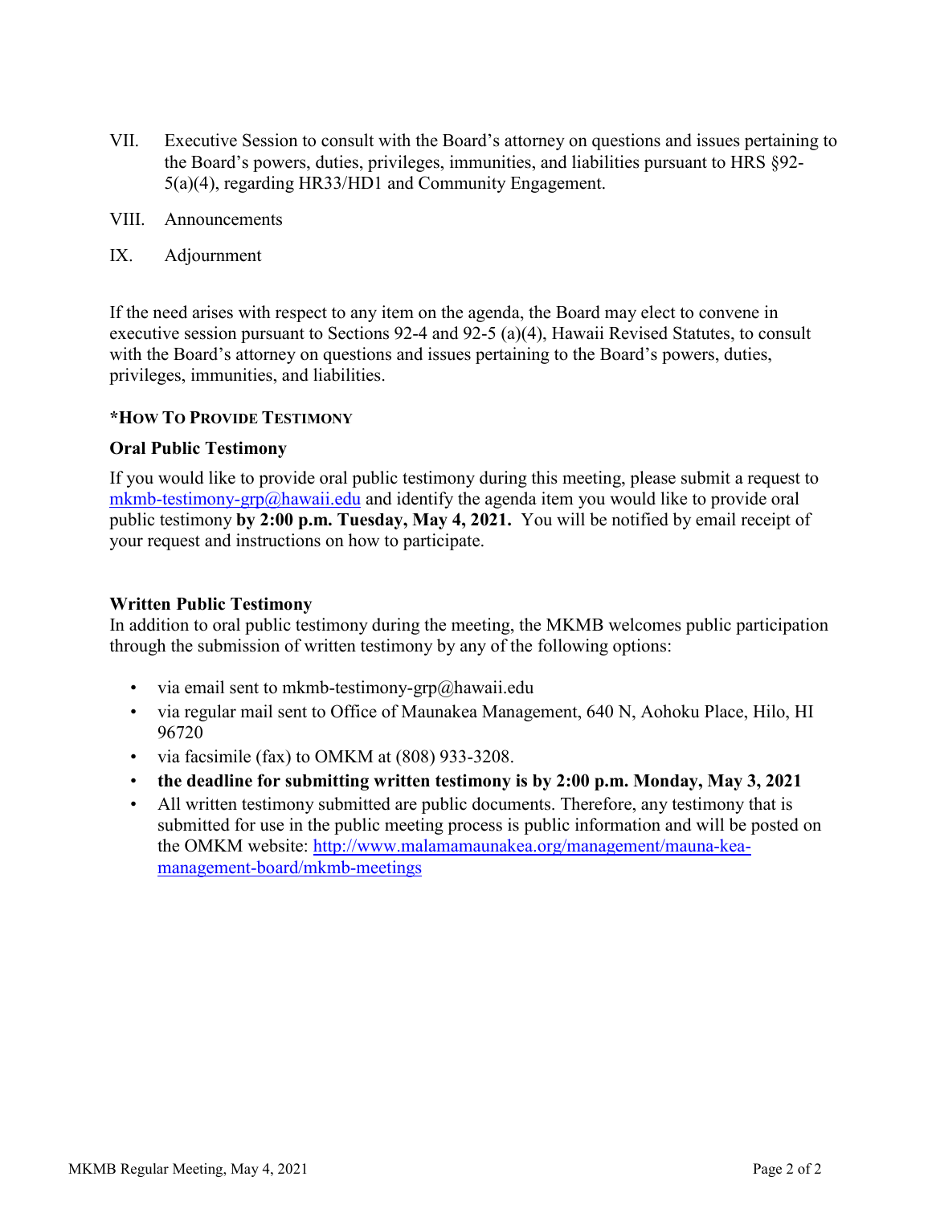VII. Executive Session to consult with the Board's attorney on questions and issues pertaining to the Board's powers, duties, privileges, immunities, and liabilities pursuant to HRS §92-5(a)(4), regarding HR33/HD1 and Community Engagement.

VIII. Announcements

IX. Adjournment

If the need arises with respect to any item on the agenda, the Board may elect to convene in executive session pursuant to Sections 92-4 and 92-5 (a)(4), Hawaii Revised Statutes, to consult with the Board's attorney on questions and issues pertaining to the Board's powers, duties, privileges, immunities, and liabilities.

### *How To Provide Testimony

### Oral Public Testimony

If you would like to provide oral public testimony during this meeting, please submit a request to mkmb-testimony-grp@hawaii.edu and identify the agenda item you would like to provide oral public testimony **by 2:00 p.m. Tuesday, May 4, 2021.** You will be notified by email receipt of your request and instructions on how to participate.

### Written Public Testimony

In addition to oral public testimony during the meeting, the MKMB welcomes public participation through the submission of written testimony by any of the following options:

- via email sent to mkmb-testimony-grp@hawaii.edu
- via regular mail sent to Office of Maunakea Management, 640 N, Aohoku Place, Hilo, HI 96720
- via facsimile (fax) to OMKM at (808) 933-3208.
- **the deadline for submitting written testimony is by 2:00 p.m. Monday, May 3, 2021**
- All written testimony submitted are public documents. Therefore, any testimony that is submitted for use in the public meeting process is public information and will be posted on the OMKM website: http://www.malamamaunakea.org/management/mauna-kea-management-board/mkmb-meetings